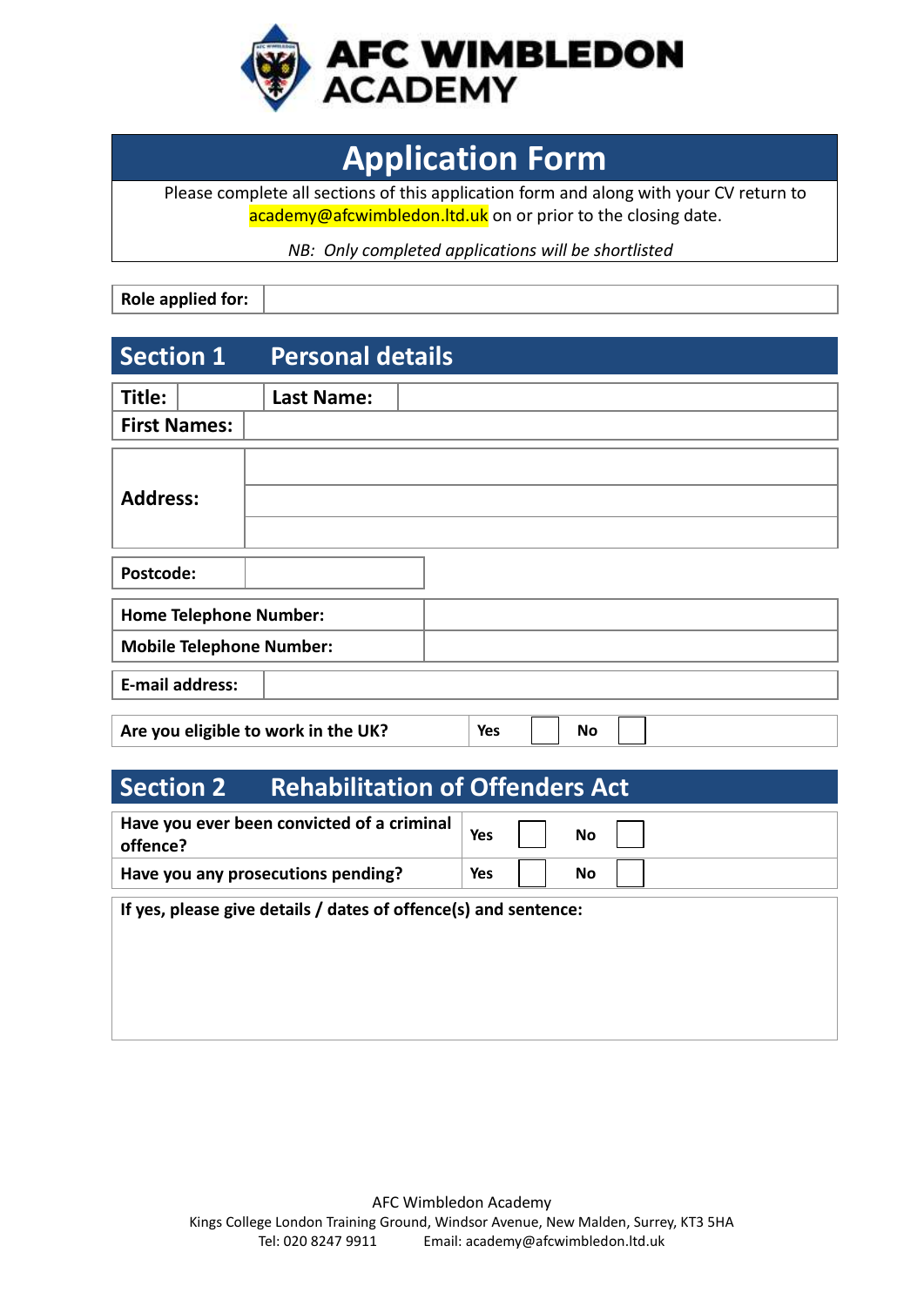# AFC WIMBLEDON ACADEMY

## Application Form

Please complete all sections of this application form and along with your CV return to academy@afcwimbledon.ltd.uk on or prior to the closing date.

*NB: Only completed applications will be shortlisted*

| **Role applied for:** | |
|---|---|

## Section 1 Personal details

| **Title:** | | **Last Name:** | |
|---|---|---|---|
| **First Names:** | | | |

| **Address:** | |
|---|---|
| | |
| | |

| **Postcode:** | |
|---|---|

| **Home Telephone Number:** | |
|---|---|
| **Mobile Telephone Number:** | |

| **E-mail address:** | |
|---|---|

| **Are you eligible to work in the UK?** | **Yes** | ☐ | **No** | ☐ |
|---|---|---|---|---|

## Section 2 Rehabilitation of Offenders Act

| **Have you ever been convicted of a criminal offence?** | **Yes** | ☐ | **No** | ☐ |
|---|---|---|---|---|
| **Have you any prosecutions pending?** | **Yes** | ☐ | **No** | ☐ |

**If yes, please give details / dates of offence(s) and sentence:**

AFC Wimbledon Academy
Kings College London Training Ground, Windsor Avenue, New Malden, Surrey, KT3 5HA
Tel: 020 8247 9911 Email: academy@afcwimbledon.ltd.uk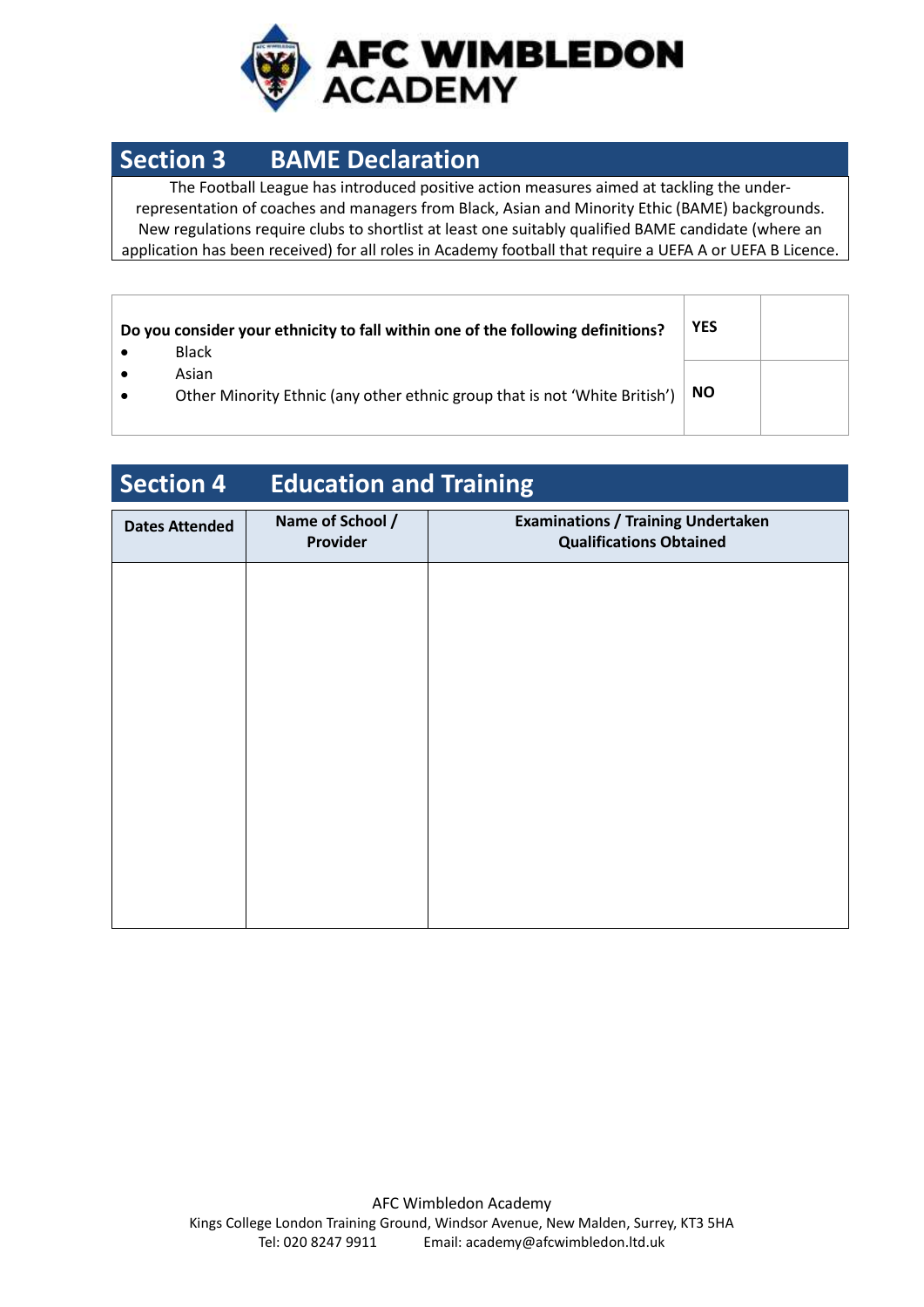# AFC WIMBLEDON ACADEMY

## Section 3 BAME Declaration

The Football League has introduced positive action measures aimed at tackling the under-representation of coaches and managers from Black, Asian and Minority Ethic (BAME) backgrounds. New regulations require clubs to shortlist at least one suitably qualified BAME candidate (where an application has been received) for all roles in Academy football that require a UEFA A or UEFA B Licence.

| Do you consider your ethnicity to fall within one of the following definitions?<br>• Black<br>• Asian<br>• Other Minority Ethnic (any other ethnic group that is not 'White British') | **YES** | |
|---|---|---|
| | **NO** | |

## Section 4 Education and Training

| Dates Attended | Name of School / Provider | Examinations / Training Undertaken Qualifications Obtained |
|---|---|---|
| | | |

AFC Wimbledon Academy
Kings College London Training Ground, Windsor Avenue, New Malden, Surrey, KT3 5HA
Tel: 020 8247 9911 Email: academy@afcwimbledon.ltd.uk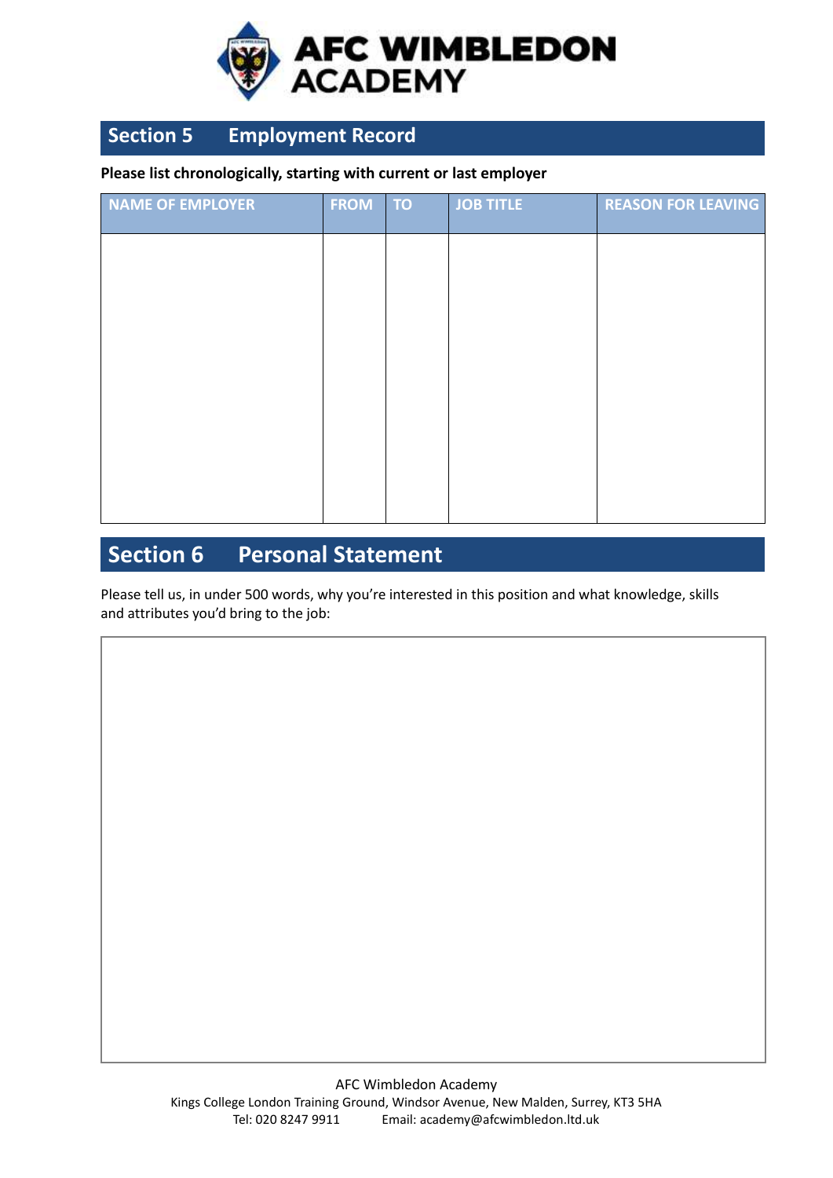# AFC WIMBLEDON ACADEMY

## Section 5 Employment Record

**Please list chronologically, starting with current or last employer**

| NAME OF EMPLOYER | FROM | TO | JOB TITLE | REASON FOR LEAVING |
|---|---|---|---|---|
| | | | | |

## Section 6 Personal Statement

Please tell us, in under 500 words, why you're interested in this position and what knowledge, skills and attributes you'd bring to the job:

AFC Wimbledon Academy
Kings College London Training Ground, Windsor Avenue, New Malden, Surrey, KT3 5HA
Tel: 020 8247 9911 Email: academy@afcwimbledon.ltd.uk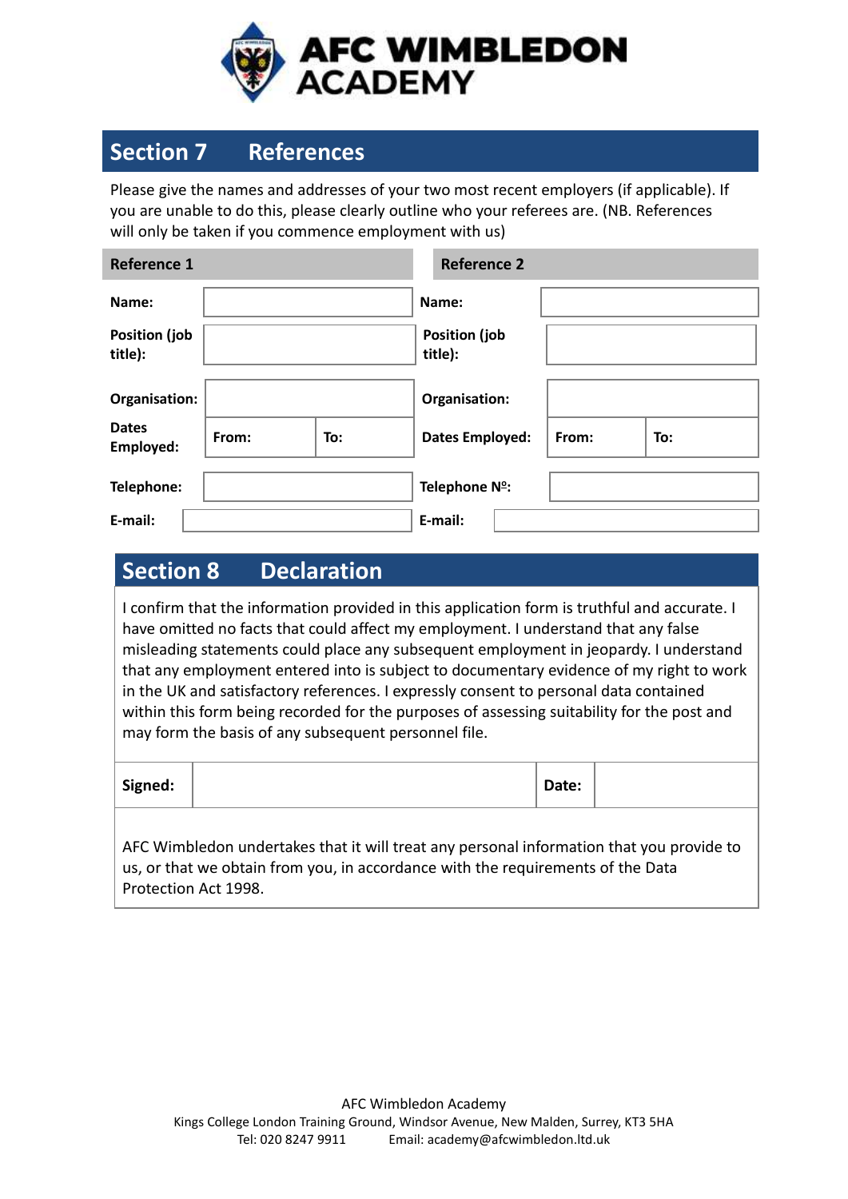# AFC WIMBLEDON ACADEMY

## Section 7 References

Please give the names and addresses of your two most recent employers (if applicable). If you are unable to do this, please clearly outline who your referees are. (NB. References will only be taken if you commence employment with us)

| Reference 1 | | | Reference 2 | | |
|---|---|---|---|---|---|
| **Name:** | | | **Name:** | | |
| **Position (job title):** | | | **Position (job title):** | | |
| **Organisation:** | | | **Organisation:** | | |
| **Dates Employed:** | **From:** | **To:** | **Dates Employed:** | **From:** | **To:** |
| **Telephone:** | | | **Telephone Nº:** | | |
| **E-mail:** | | | **E-mail:** | | |

## Section 8 Declaration

I confirm that the information provided in this application form is truthful and accurate. I have omitted no facts that could affect my employment. I understand that any false misleading statements could place any subsequent employment in jeopardy. I understand that any employment entered into is subject to documentary evidence of my right to work in the UK and satisfactory references. I expressly consent to personal data contained within this form being recorded for the purposes of assessing suitability for the post and may form the basis of any subsequent personnel file.

| **Signed:** | | **Date:** | |
|---|---|---|---|

AFC Wimbledon undertakes that it will treat any personal information that you provide to us, or that we obtain from you, in accordance with the requirements of the Data Protection Act 1998.

AFC Wimbledon Academy
Kings College London Training Ground, Windsor Avenue, New Malden, Surrey, KT3 5HA
Tel: 020 8247 9911 Email: academy@afcwimbledon.ltd.uk